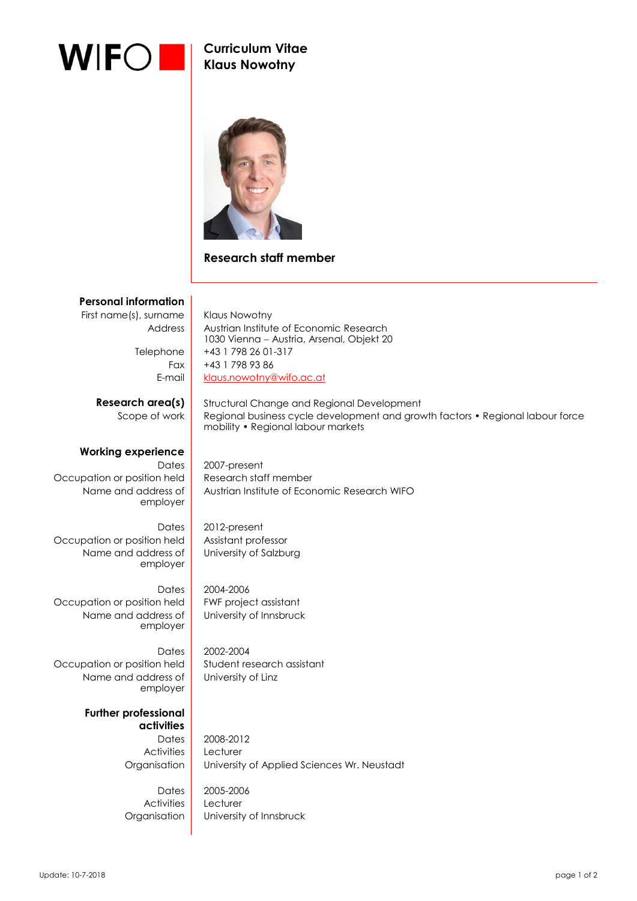# Curriculum Vitae
# Klaus Nowotny

## Research staff member

### Personal information

| | |
|---|---|
| First name(s), surname | Klaus Nowotny |
| Address | Austrian Institute of Economic Research<br>1030 Vienna – Austria, Arsenal, Objekt 20 |
| Telephone | +43 1 798 26 01-317 |
| Fax | +43 1 798 93 86 |
| E-mail | klaus.nowotny@wifo.ac.at |

### Research area(s)

| | |
|---|---|
| | Structural Change and Regional Development |
| Scope of work | Regional business cycle development and growth factors • Regional labour force mobility • Regional labour markets |

### Working experience

| | |
|---|---|
| Dates | 2007-present |
| Occupation or position held | Research staff member |
| Name and address of employer | Austrian Institute of Economic Research WIFO |

| | |
|---|---|
| Dates | 2012-present |
| Occupation or position held | Assistant professor |
| Name and address of employer | University of Salzburg |

| | |
|---|---|
| Dates | 2004-2006 |
| Occupation or position held | FWF project assistant |
| Name and address of employer | University of Innsbruck |

| | |
|---|---|
| Dates | 2002-2004 |
| Occupation or position held | Student research assistant |
| Name and address of employer | University of Linz |

### Further professional activities

| | |
|---|---|
| Dates | 2008-2012 |
| Activities | Lecturer |
| Organisation | University of Applied Sciences Wr. Neustadt |

| | |
|---|---|
| Dates | 2005-2006 |
| Activities | Lecturer |
| Organisation | University of Innsbruck |

Update: 10-7-2018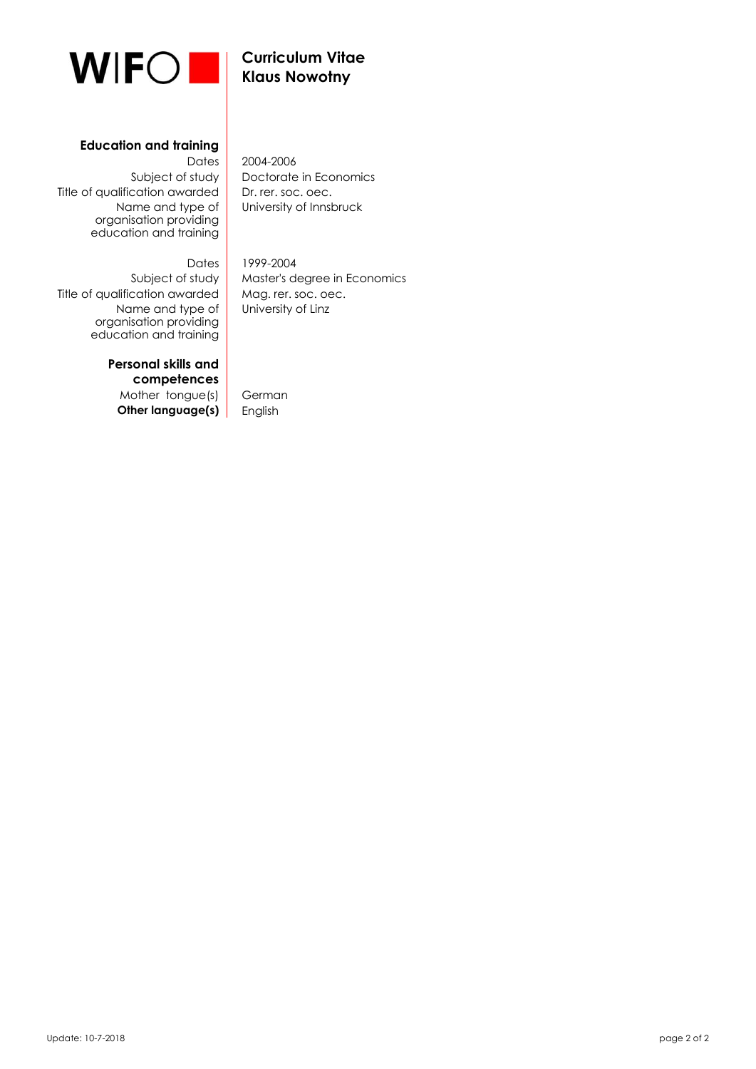# WIFO

**Curriculum Vitae**
**Klaus Nowotny**

## Education and training

| | |
|---|---|
| Dates | 2004-2006 |
| Subject of study | Doctorate in Economics |
| Title of qualification awarded | Dr. rer. soc. oec. |
| Name and type of organisation providing education and training | University of Innsbruck |
| | |
| Dates | 1999-2004 |
| Subject of study | Master's degree in Economics |
| Title of qualification awarded | Mag. rer. soc. oec. |
| Name and type of organisation providing education and training | University of Linz |

## Personal skills and competences

| | |
|---|---|
| Mother tongue(s) | German |
| **Other language(s)** | English |

Update: 10-7-2018